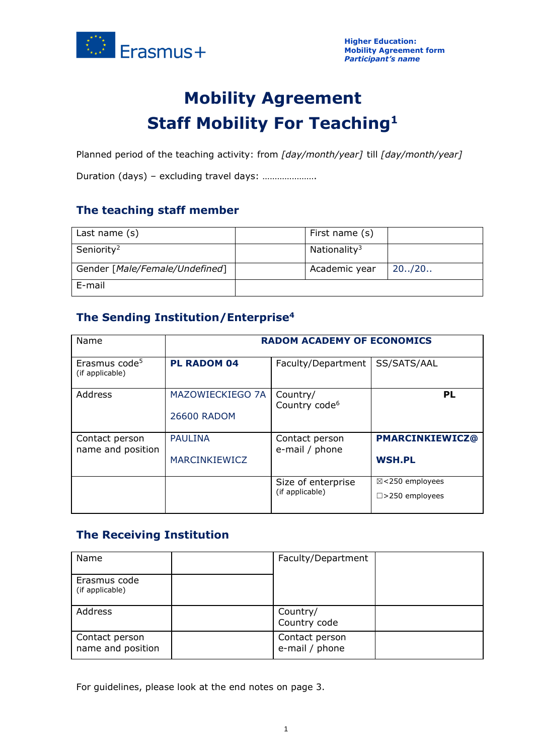# Mobility Agreement
# Staff Mobility For Teaching[1]

Planned period of the teaching activity: from *[day/month/year]* till *[day/month/year]*

Duration (days) – excluding travel days: ………………….

## The teaching staff member

| Last name (s) | | First name (s) | |
|---|---|---|---|
| Seniority[2] | | Nationality[3] | |
| Gender [*Male/Female/Undefined*] | | Academic year | 20../20.. |
| E-mail | | | |

## The Sending Institution/Enterprise[4]

| Name | **RADOM ACADEMY OF ECONOMICS** | | |
|---|---|---|---|
| Erasmus code[5] (if applicable) | **PL RADOM 04** | Faculty/Department | SS/SATS/AAL |
| Address | MAZOWIECKIEGO 7A 26600 RADOM | Country/ Country code[6] | **PL** |
| Contact person name and position | PAULINA MARCINKIEWICZ | Contact person e-mail / phone | **PMARCINKIEWICZ@WSH.PL** |
| | | Size of enterprise (if applicable) | ☒<250 employees ☐>250 employees |

## The Receiving Institution

| Name | | Faculty/Department | |
|---|---|---|---|
| Erasmus code (if applicable) | | | |
| Address | | Country/ Country code | |
| Contact person name and position | | Contact person e-mail / phone | |

For guidelines, please look at the end notes on page 3.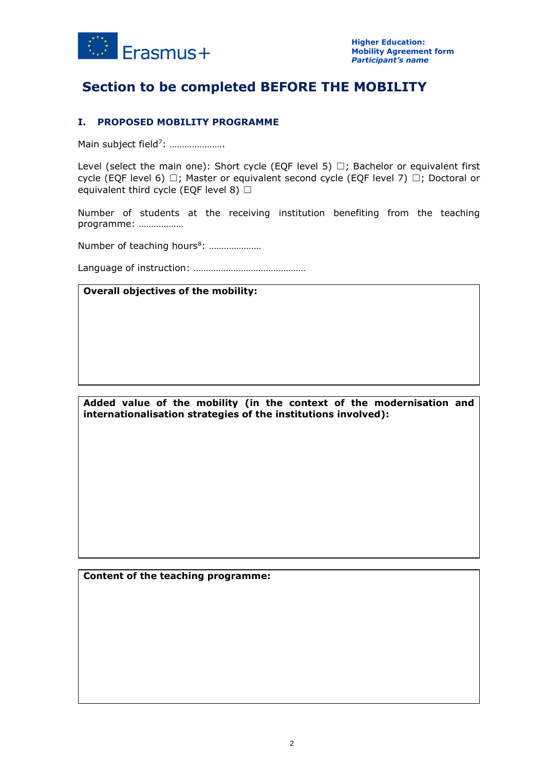# Section to be completed BEFORE THE MOBILITY

## I. PROPOSED MOBILITY PROGRAMME

Main subject field[7]: ………………….

Level (select the main one): Short cycle (EQF level 5) ☐; Bachelor or equivalent first cycle (EQF level 6) ☐; Master or equivalent second cycle (EQF level 7) ☐; Doctoral or equivalent third cycle (EQF level 8) ☐

Number of students at the receiving institution benefiting from the teaching programme: ………………

Number of teaching hours[8]: …………………

Language of instruction: ………………………………………

| **Overall objectives of the mobility:** |
|---|
| |

| **Added value of the mobility (in the context of the modernisation and internationalisation strategies of the institutions involved):** |
|---|
| |

| **Content of the teaching programme:** |
|---|
| |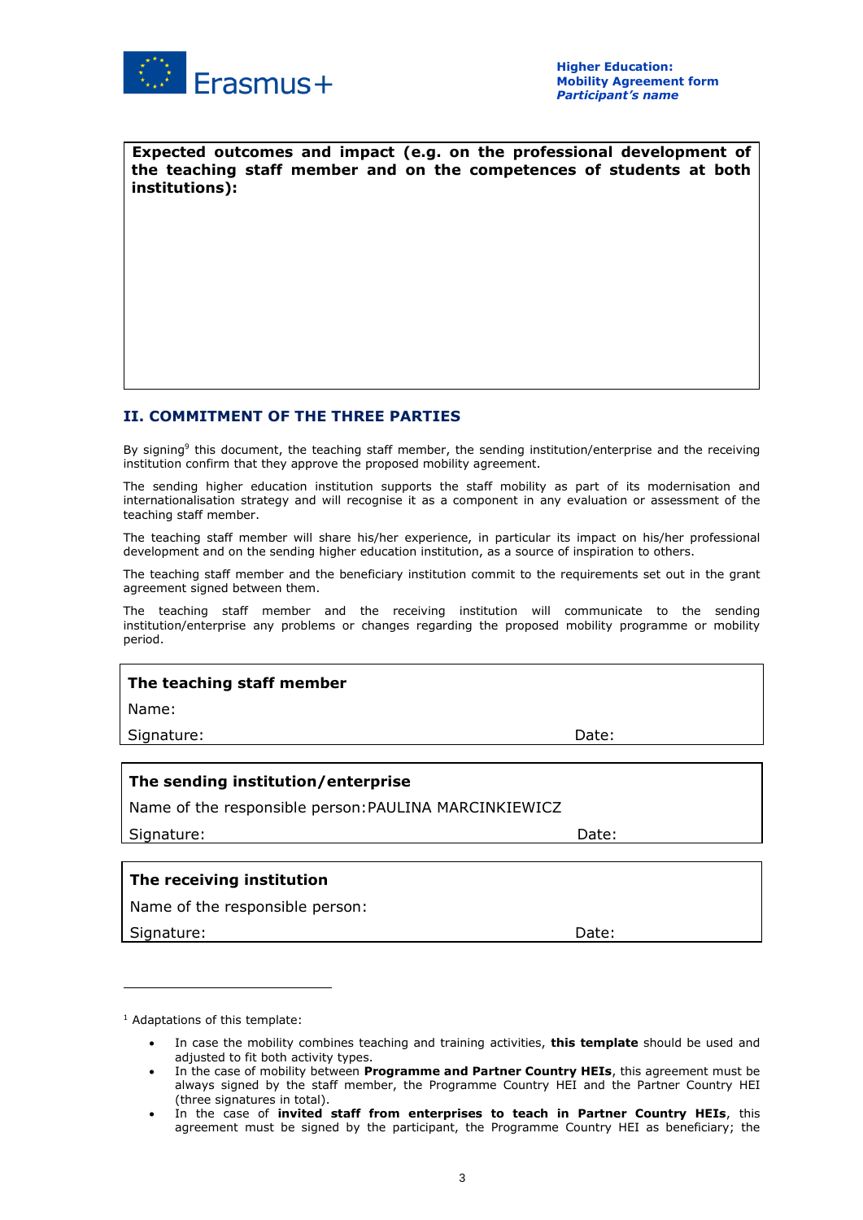**Expected outcomes and impact (e.g. on the professional development of the teaching staff member and on the competences of students at both institutions):**

## II. COMMITMENT OF THE THREE PARTIES

By signing[9] this document, the teaching staff member, the sending institution/enterprise and the receiving institution confirm that they approve the proposed mobility agreement.

The sending higher education institution supports the staff mobility as part of its modernisation and internationalisation strategy and will recognise it as a component in any evaluation or assessment of the teaching staff member.

The teaching staff member will share his/her experience, in particular its impact on his/her professional development and on the sending higher education institution, as a source of inspiration to others.

The teaching staff member and the beneficiary institution commit to the requirements set out in the grant agreement signed between them.

The teaching staff member and the receiving institution will communicate to the sending institution/enterprise any problems or changes regarding the proposed mobility programme or mobility period.

**The teaching staff member**

Name:

Signature: Date:

**The sending institution/enterprise**

Name of the responsible person: PAULINA MARCINKIEWICZ

Signature: Date:

**The receiving institution**

Name of the responsible person:

Signature: Date:

---

[1] Adaptations of this template:

- In case the mobility combines teaching and training activities, **this template** should be used and adjusted to fit both activity types.
- In the case of mobility between **Programme and Partner Country HEIs**, this agreement must be always signed by the staff member, the Programme Country HEI and the Partner Country HEI (three signatures in total).
- In the case of **invited staff from enterprises to teach in Partner Country HEIs**, this agreement must be signed by the participant, the Programme Country HEI as beneficiary; the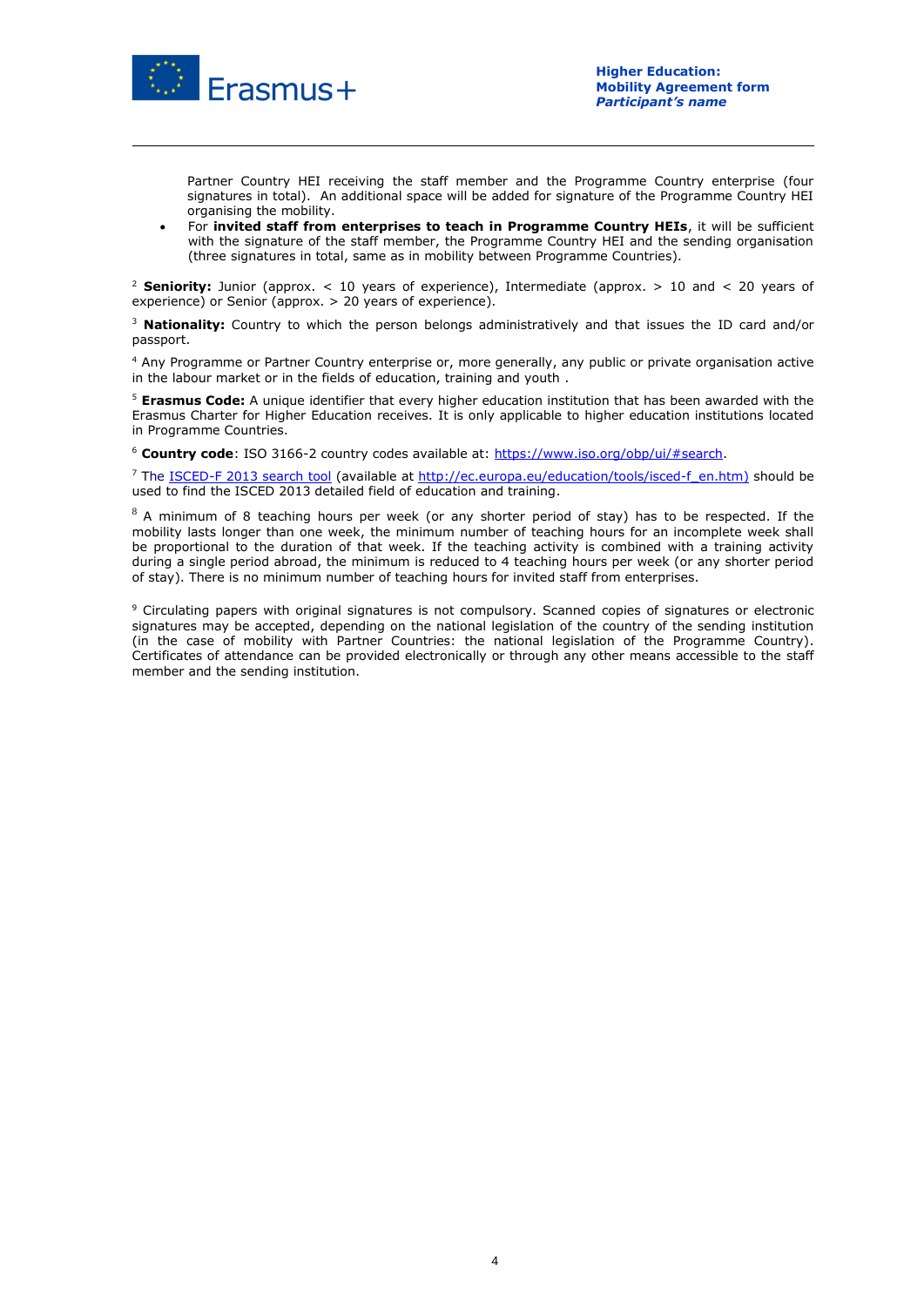Partner Country HEI receiving the staff member and the Programme Country enterprise (four signatures in total). An additional space will be added for signature of the Programme Country HEI organising the mobility.

- For **invited staff from enterprises to teach in Programme Country HEIs**, it will be sufficient with the signature of the staff member, the Programme Country HEI and the sending organisation (three signatures in total, same as in mobility between Programme Countries).

[2] **Seniority:** Junior (approx. < 10 years of experience), Intermediate (approx. > 10 and < 20 years of experience) or Senior (approx. > 20 years of experience).

[3] **Nationality:** Country to which the person belongs administratively and that issues the ID card and/or passport.

[4] Any Programme or Partner Country enterprise or, more generally, any public or private organisation active in the labour market or in the fields of education, training and youth .

[5] **Erasmus Code:** A unique identifier that every higher education institution that has been awarded with the Erasmus Charter for Higher Education receives. It is only applicable to higher education institutions located in Programme Countries.

[6] **Country code**: ISO 3166-2 country codes available at: https://www.iso.org/obp/ui/#search.

[7] The ISCED-F 2013 search tool (available at http://ec.europa.eu/education/tools/isced-f_en.htm) should be used to find the ISCED 2013 detailed field of education and training.

[8] A minimum of 8 teaching hours per week (or any shorter period of stay) has to be respected. If the mobility lasts longer than one week, the minimum number of teaching hours for an incomplete week shall be proportional to the duration of that week. If the teaching activity is combined with a training activity during a single period abroad, the minimum is reduced to 4 teaching hours per week (or any shorter period of stay). There is no minimum number of teaching hours for invited staff from enterprises.

[9] Circulating papers with original signatures is not compulsory. Scanned copies of signatures or electronic signatures may be accepted, depending on the national legislation of the country of the sending institution (in the case of mobility with Partner Countries: the national legislation of the Programme Country). Certificates of attendance can be provided electronically or through any other means accessible to the staff member and the sending institution.